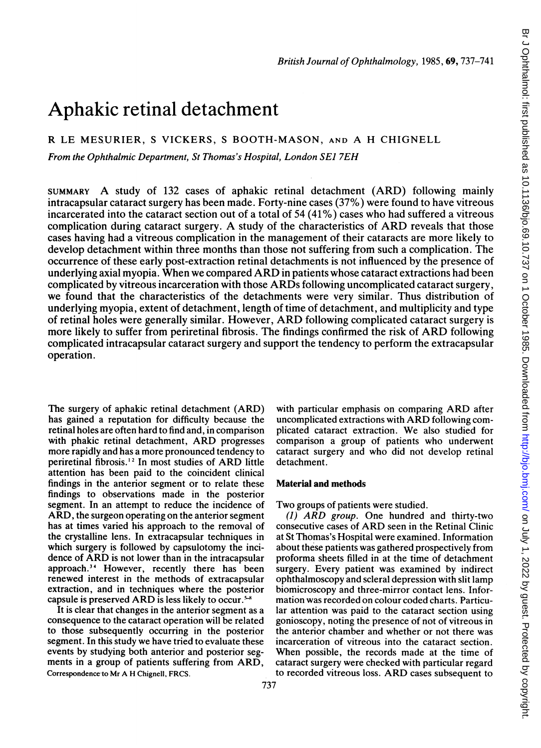# Aphakic retinal detachment

R LE MESURIER, S VICKERS, S BOOTH-MASON, AND A H CHIGNELL

*From the Ophthalmic Department, St Thomas's Hospital, London SE1 7EH*

SUMMARY A study of 132 cases of aphakic retinal detachment (ARD) following mainly intracapsular cataract surgery has been made. Forty-nine cases (37%) were found to have vitreous incarcerated into the cataract section out of a total of 54 (41%) cases who had suffered a vitreous complication during cataract surgery. A study of the characteristics of ARD reveals that those cases having had a vitreous complication in the management of their cataracts are more likely to develop detachment within three months than those not suffering from such a complication. The occurrence of these early post-extraction retinal detachments is not influenced by the presence of underlying axial myopia. When we compared ARD in patients whose cataract extractions had been complicated by vitreous incarceration with those ARDs following uncomplicated cataract surgery, we found that the characteristics of the detachments were very similar. Thus distribution of underlying myopia, extent of detachment, length of time of detachment, and multiplicity and type of retinal holes were generally similar. However, ARD following complicated cataract surgery is more likely to suffer from periretinal fibrosis. The findings confirmed the risk of ARD following complicated intracapsular cataract surgery and support the tendency to perform the extracapsular operation.

The surgery of aphakic retinal detachment (ARD) has gained a reputation for difficulty because the retinal holes are often hard to find and, in comparison with phakic retinal detachment, ARD progresses more rapidly and has a more pronounced tendency to periretinal fibrosis.[1,2] In most studies of ARD little attention has been paid to the coincident clinical findings in the anterior segment or to relate these findings to observations made in the posterior segment. In an attempt to reduce the incidence of ARD, the surgeon operating on the anterior segment has at times varied his approach to the removal of the crystalline lens. In extracapsular techniques in which surgery is followed by capsulotomy the incidence of ARD is not lower than in the intracapsular approach.[3,4] However, recently there has been renewed interest in the methods of extracapsular extraction, and in techniques where the posterior capsule is preserved ARD is less likely to occur.[5-8]

It is clear that changes in the anterior segment as a consequence to the cataract operation will be related to those subsequently occurring in the posterior segment. In this study we have tried to evaluate these events by studying both anterior and posterior segments in a group of patients suffering from ARD, with particular emphasis on comparing ARD after uncomplicated extractions with ARD following complicated cataract extraction. We also studied for comparison a group of patients who underwent cataract surgery and who did not develop retinal detachment.

Correspondence to Mr A H Chignell, FRCS.

## Material and methods

Two groups of patients were studied.

*(1) ARD group.* One hundred and thirty-two consecutive cases of ARD seen in the Retinal Clinic at St Thomas's Hospital were examined. Information about these patients was gathered prospectively from proforma sheets filled in at the time of detachment surgery. Every patient was examined by indirect ophthalmoscopy and scleral depression with slit lamp biomicroscopy and three-mirror contact lens. Information was recorded on colour coded charts. Particular attention was paid to the cataract section using gonioscopy, noting the presence of not of vitreous in the anterior chamber and whether or not there was incarceration of vitreous into the cataract section. When possible, the records made at the time of cataract surgery were checked with particular regard to recorded vitreous loss. ARD cases subsequent to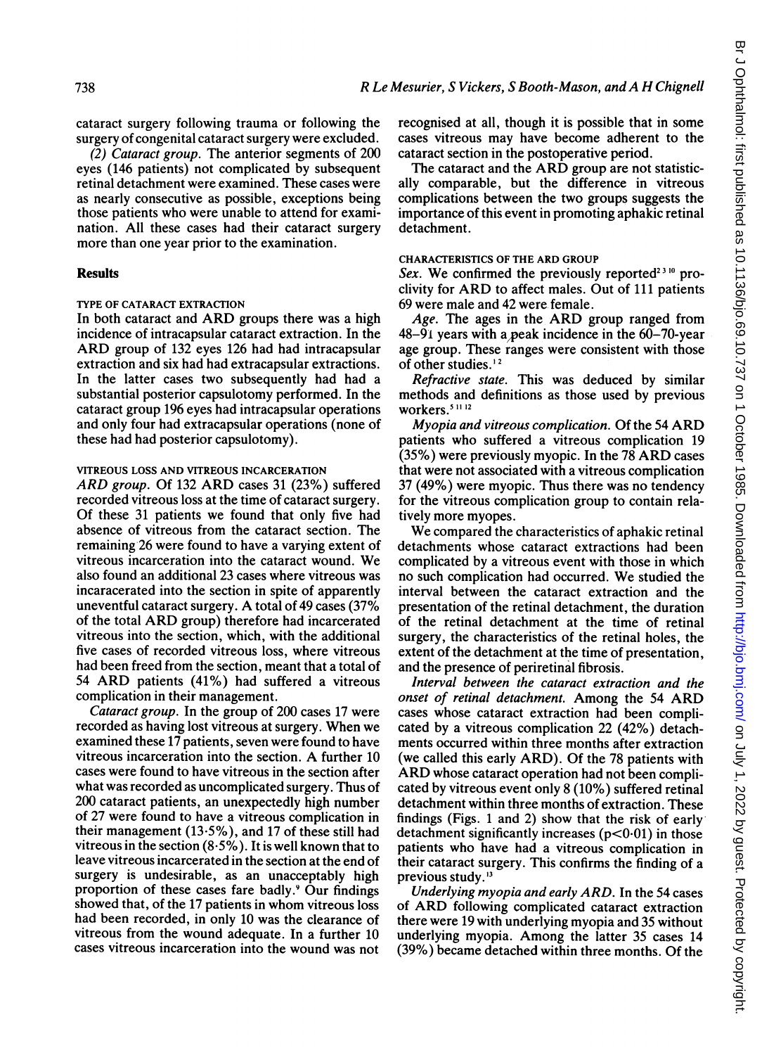cataract surgery following trauma or following the surgery of congenital cataract surgery were excluded.

*(2) Cataract group.* The anterior segments of 200 eyes (146 patients) not complicated by subsequent retinal detachment were examined. These cases were as nearly consecutive as possible, exceptions being those patients who were unable to attend for examination. All these cases had their cataract surgery more than one year prior to the examination.

## Results

### TYPE OF CATARACT EXTRACTION

In both cataract and ARD groups there was a high incidence of intracapsular cataract extraction. In the ARD group of 132 eyes 126 had had intracapsular extraction and six had had extracapsular extractions. In the latter cases two subsequently had had a substantial posterior capsulotomy performed. In the cataract group 196 eyes had intracapsular operations and only four had extracapsular operations (none of these had had posterior capsulotomy).

### VITREOUS LOSS AND VITREOUS INCARCERATION

*ARD group.* Of 132 ARD cases 31 (23%) suffered recorded vitreous loss at the time of cataract surgery. Of these 31 patients we found that only five had absence of vitreous from the cataract section. The remaining 26 were found to have a varying extent of vitreous incarceration into the cataract wound. We also found an additional 23 cases where vitreous was incacerated into the section in spite of apparently uneventful cataract surgery. A total of 49 cases (37% of the total ARD group) therefore had incarcerated vitreous into the section, which, with the additional five cases of recorded vitreous loss, where vitreous had been freed from the section, meant that a total of 54 ARD patients (41%) had suffered a vitreous complication in their management.

*Cataract group.* In the group of 200 cases 17 were recorded as having lost vitreous at surgery. When we examined these 17 patients, seven were found to have vitreous incarceration into the section. A further 10 cases were found to have vitreous in the section after what was recorded as uncomplicated surgery. Thus of 200 cataract patients, an unexpectedly high number of 27 were found to have a vitreous complication in their management (13·5%), and 17 of these still had vitreous in the section (8·5%). It is well known that to leave vitreous incarcerated in the section at the end of surgery is undesirable, as an unacceptably high proportion of these cases fare badly.[9] Our findings showed that, of the 17 patients in whom vitreous loss had been recorded, in only 10 was the clearance of vitreous from the wound adequate. In a further 10 cases vitreous incarceration into the wound was not recognised at all, though it is possible that in some cases vitreous may have become adherent to the cataract section in the postoperative period.

The cataract and the ARD group are not statistically comparable, but the difference in vitreous complications between the two groups suggests the importance of this event in promoting aphakic retinal detachment.

### CHARACTERISTICS OF THE ARD GROUP

*Sex.* We confirmed the previously reported[2,3,10] proclivity for ARD to affect males. Out of 111 patients 69 were male and 42 were female.

*Age.* The ages in the ARD group ranged from 48–91 years with a peak incidence in the 60–70-year age group. These ranges were consistent with those of other studies.[1,2]

*Refractive state.* This was deduced by similar methods and definitions as those used by previous workers.[5,11,12]

*Myopia and vitreous complication.* Of the 54 ARD patients who suffered a vitreous complication 19 (35%) were previously myopic. In the 78 ARD cases that were not associated with a vitreous complication 37 (49%) were myopic. Thus there was no tendency for the vitreous complication group to contain relatively more myopes.

We compared the characteristics of aphakic retinal detachments whose cataract extractions had been complicated by a vitreous event with those in which no such complication had occurred. We studied the interval between the cataract extraction and the presentation of the retinal detachment, the duration of the retinal detachment at the time of retinal surgery, the characteristics of the retinal holes, the extent of the detachment at the time of presentation, and the presence of periretinal fibrosis.

*Interval between the cataract extraction and the onset of retinal detachment.* Among the 54 ARD cases whose cataract extraction had been complicated by a vitreous complication 22 (42%) detachments occurred within three months after extraction (we called this early ARD). Of the 78 patients with ARD whose cataract operation had not been complicated by vitreous event only 8 (10%) suffered retinal detachment within three months of extraction. These findings (Figs. 1 and 2) show that the risk of early detachment significantly increases ($p<0·01$) in those patients who have had a vitreous complication in their cataract surgery. This confirms the finding of a previous study.[13]

*Underlying myopia and early ARD.* In the 54 cases of ARD following complicated cataract extraction there were 19 with underlying myopia and 35 without underlying myopia. Among the latter 35 cases 14 (39%) became detached within three months. Of the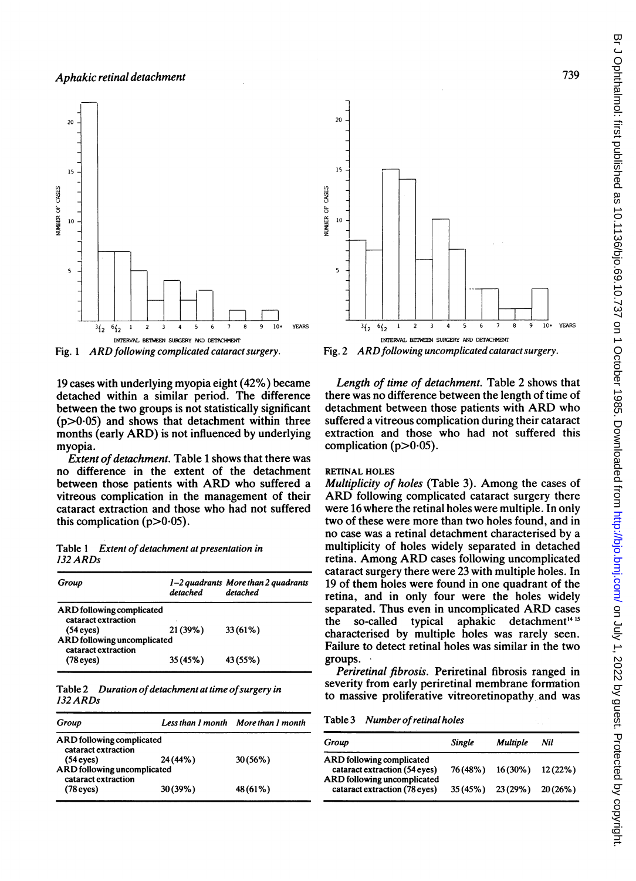Fig. 1 *ARD following complicated cataract surgery.*

Fig. 2 *ARD following uncomplicated cataract surgery.*

19 cases with underlying myopia eight (42%) became detached within a similar period. The difference between the two groups is not statistically significant ($p>0.05$) and shows that detachment within three months (early ARD) is not influenced by underlying myopia.

*Extent of detachment.* Table 1 shows that there was no difference in the extent of the detachment between those patients with ARD who suffered a vitreous complication in the management of their cataract extraction and those who had not suffered this complication ($p>0.05$).

Table 1 *Extent of detachment at presentation in 132 ARDs*

| Group | *1–2 quadrants detached* | *More than 2 quadrants detached* |
|---|---|---|
| ARD following complicated cataract extraction (54 eyes) | 21 (39%) | 33 (61%) |
| ARD following uncomplicated cataract extraction (78 eyes) | 35 (45%) | 43 (55%) |

Table 2 *Duration of detachment at time of surgery in 132 ARDs*

| Group | *Less than 1 month* | *More than 1 month* |
|---|---|---|
| ARD following complicated cataract extraction (54 eyes) | 24 (44%) | 30 (56%) |
| ARD following uncomplicated cataract extraction (78 eyes) | 30 (39%) | 48 (61%) |

*Length of time of detachment.* Table 2 shows that there was no difference between the length of time of detachment between those patients with ARD who suffered a vitreous complication during their cataract extraction and those who had not suffered this complication ($p>0.05$).

RETINAL HOLES

*Multiplicity of holes* (Table 3). Among the cases of ARD following complicated cataract surgery there were 16 where the retinal holes were multiple. In only two of these were more than two holes found, and in no case was a retinal detachment characterised by a multiplicity of holes widely separated in detached retina. Among ARD cases following uncomplicated cataract surgery there were 23 with multiple holes. In 19 of them holes were found in one quadrant of the retina, and in only four were the holes widely separated. Thus even in uncomplicated ARD cases the so-called typical aphakic detachment[14 15] characterised by multiple holes was rarely seen. Failure to detect retinal holes was similar in the two groups.

*Periretinal fibrosis.* Periretinal fibrosis ranged in severity from early periretinal membrane formation to massive proliferative vitreoretinopathy and was

Table 3 *Number of retinal holes*

| Group | *Single* | *Multiple* | *Nil* |
|---|---|---|---|
| ARD following complicated cataract extraction (54 eyes) | 76 (48%) | 16 (30%) | 12 (22%) |
| ARD following uncomplicated cataract extraction (78 eyes) | 35 (45%) | 23 (29%) | 20 (26%) |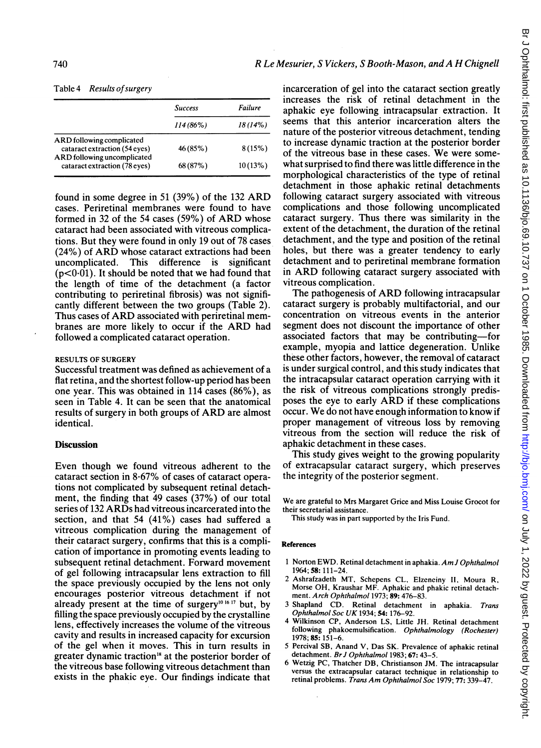Table 4 *Results of surgery*

| | *Success* | *Failure* |
|---|---|---|
| | *114 (86%)* | *18 (14%)* |
| ARD following complicated cataract extraction (54 eyes) | 46 (85%) | 8 (15%) |
| ARD following uncomplicated cataract extraction (78 eyes) | 68 (87%) | 10 (13%) |

found in some degree in 51 (39%) of the 132 ARD cases. Periretinal membranes were found to have formed in 32 of the 54 cases (59%) of ARD whose cataract had been associated with vitreous complications. But they were found in only 19 out of 78 cases (24%) of ARD whose cataract extractions had been uncomplicated. This difference is significant ($p<0.01$). It should be noted that we had found that the length of time of the detachment (a factor contributing to periretinal fibrosis) was not significantly different between the two groups (Table 2). Thus cases of ARD associated with periretinal membranes are more likely to occur if the ARD had followed a complicated cataract operation.

### RESULTS OF SURGERY

Successful treatment was defined as achievement of a flat retina, and the shortest follow-up period has been one year. This was obtained in 114 cases (86%), as seen in Table 4. It can be seen that the anatomical results of surgery in both groups of ARD are almost identical.

## Discussion

Even though we found vitreous adherent to the cataract section in 8·67% of cases of cataract operations not complicated by subsequent retinal detachment, the finding that 49 cases (37%) of our total series of 132 ARDs had vitreous incarcerated into the section, and that 54 (41%) cases had suffered a vitreous complication during the management of their cataract surgery, confirms that this is a complication of importance in promoting events leading to subsequent retinal detachment. Forward movement of gel following intracapsular lens extraction to fill the space previously occupied by the lens not only encourages posterior vitreous detachment if not already present at the time of surgery[10,16,17] but, by filling the space previously occupied by the crystalline lens, effectively increases the volume of the vitreous cavity and results in increased capacity for excursion of the gel when it moves. This in turn results in greater dynamic traction[18] at the posterior border of the vitreous base following vitreous detachment than exists in the phakic eye. Our findings indicate that incarceration of gel into the cataract section greatly increases the risk of retinal detachment in the aphakic eye following intracapsular extraction. It seems that this anterior incarceration alters the nature of the posterior vitreous detachment, tending to increase dynamic traction at the posterior border of the vitreous base in these cases. We were somewhat surprised to find there was little difference in the morphological characteristics of the type of retinal detachment in those aphakic retinal detachments following cataract surgery associated with vitreous complications and those following uncomplicated cataract surgery. Thus there was similarity in the extent of the detachment, the duration of the retinal detachment, and the type and position of the retinal holes, but there was a greater tendency to early detachment and to periretinal membrane formation in ARD following cataract surgery associated with vitreous complication.

The pathogenesis of ARD following intracapsular cataract surgery is probably multifactorial, and our concentration on vitreous events in the anterior segment does not discount the importance of other associated factors that may be contributing—for example, myopia and lattice degeneration. Unlike these other factors, however, the removal of cataract is under surgical control, and this study indicates that the intracapsular cataract operation carrying with it the risk of vitreous complications strongly predisposes the eye to early ARD if these complications occur. We do not have enough information to know if proper management of vitreous loss by removing vitreous from the section will reduce the risk of aphakic detachment in these cases.

This study gives weight to the growing popularity of extracapsular cataract surgery, which preserves the integrity of the posterior segment.

We are grateful to Mrs Margaret Grice and Miss Louise Grocot for their secretarial assistance.

This study was in part supported by the Iris Fund.

### References

1 Norton EWD. Retinal detachment in aphakia. *Am J Ophthalmol* 1964; **58:** 111–24.
2 Ashrafzadeh MT, Schepens CL, Elzeneiny II, Moura R, Morse OH, Kraushar MF. Aphakic and phakic retinal detachment. *Arch Ophthalmol* 1973; **89:** 476–83.
3 Shapland CD. Retinal detachment in aphakia. *Trans Ophthalmol Soc UK* 1934; **54:** 176–92.
4 Wilkinson CP, Anderson LS, Little JH. Retinal detachment following phakoemulsification. *Ophthalmology (Rochester)* 1978; **85:** 151–6.
5 Percival SB, Anand V, Das SK. Prevalence of aphakic retinal detachment. *Br J Ophthalmol* 1983; **67:** 43–5.
6 Wetzig PC, Thatcher DB, Christianson JM. The intracapsular versus the extracapsular cataract technique in relationship to retinal problems. *Trans Am Ophthalmol Soc* 1979; **77:** 339–47.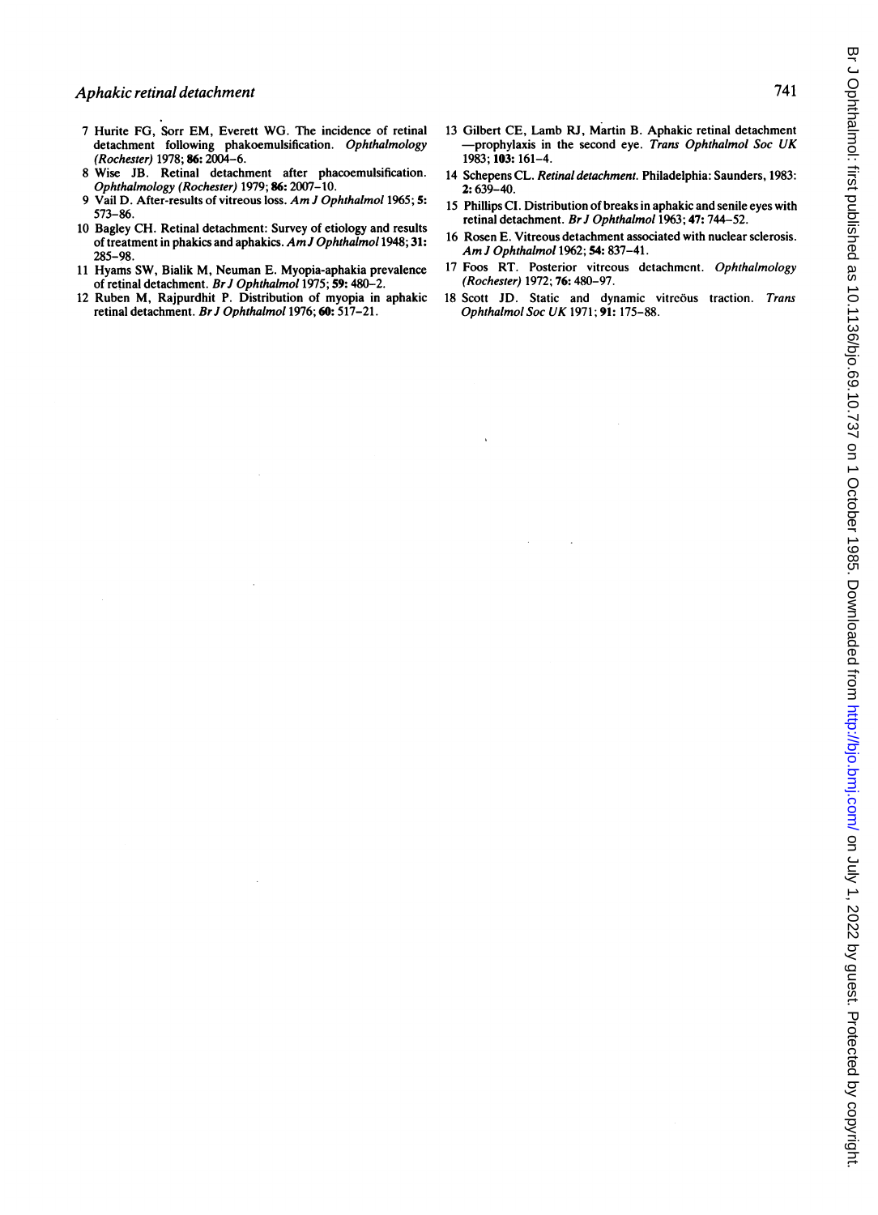7 Hurite FG, Sorr EM, Everett WG. The incidence of retinal detachment following phakoemulsification. *Ophthalmology (Rochester)* 1978; **86:** 2004–6.

8 Wise JB. Retinal detachment after phacoemulsification. *Ophthalmology (Rochester)* 1979; **86:** 2007–10.

9 Vail D. After-results of vitreous loss. *Am J Ophthalmol* 1965; **5:** 573–86.

10 Bagley CH. Retinal detachment: Survey of etiology and results of treatment in phakics and aphakics. *Am J Ophthalmol* 1948; **31:** 285–98.

11 Hyams SW, Bialik M, Neuman E. Myopia-aphakia prevalence of retinal detachment. *Br J Ophthalmol* 1975; **59:** 480–2.

12 Ruben M, Rajpurdhit P. Distribution of myopia in aphakic retinal detachment. *Br J Ophthalmol* 1976; **60:** 517–21.

13 Gilbert CE, Lamb RJ, Martin B. Aphakic retinal detachment —prophylaxis in the second eye. *Trans Ophthalmol Soc UK* 1983; **103:** 161–4.

14 Schepens CL. *Retinal detachment.* Philadelphia: Saunders, 1983: **2:** 639–40.

15 Phillips CI. Distribution of breaks in aphakic and senile eyes with retinal detachment. *Br J Ophthalmol* 1963; **47:** 744–52.

16 Rosen E. Vitreous detachment associated with nuclear sclerosis. *Am J Ophthalmol* 1962; **54:** 837–41.

17 Foos RT. Posterior vitreous detachment. *Ophthalmology (Rochester)* 1972; **76:** 480–97.

18 Scott JD. Static and dynamic vitreous traction. *Trans Ophthalmol Soc UK* 1971; **91:** 175–88.